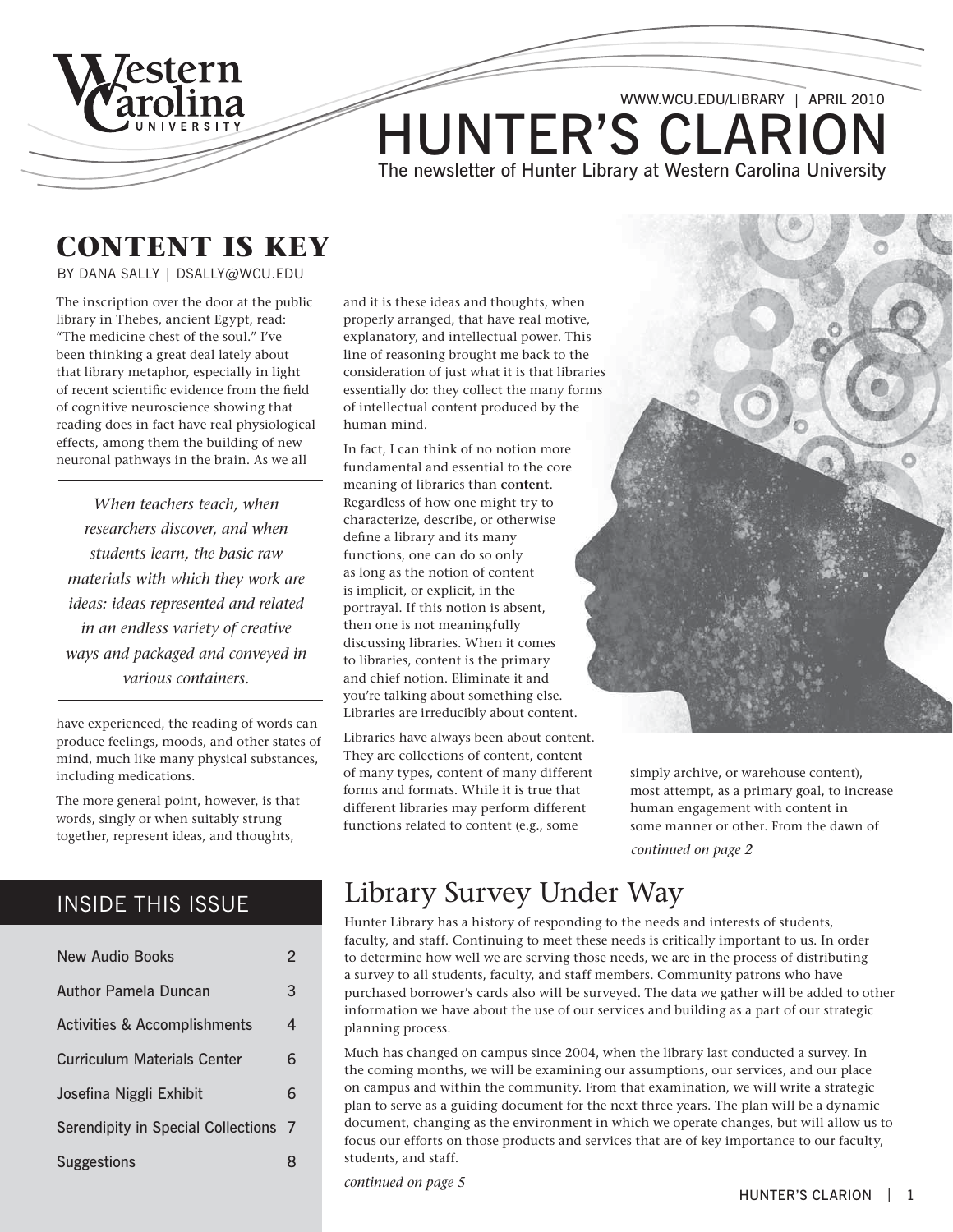WWW.WCU.EDU/LIBRARY | APRIL 2010

# HUNTER'S CLARION

The newsletter of Hunter Library at Western Carolina University

## CONTENT IS KEY

BY DANA SALLY | DSALLY@WCU.EDU

The inscription over the door at the public library in Thebes, ancient Egypt, read: "The medicine chest of the soul." I've been thinking a great deal lately about that library metaphor, especially in light of recent scientific evidence from the field of cognitive neuroscience showing that reading does in fact have real physiological effects, among them the building of new neuronal pathways in the brain. As we all have experienced, the reading of words can produce feelings, moods, and other states of mind, much like many physical substances, including medications.

> *When teachers teach, when researchers discover, and when students learn, the basic raw materials with which they work are ideas: ideas represented and related in an endless variety of creative ways and packaged and conveyed in various containers.*

The more general point, however, is that words, singly or when suitably strung together, represent ideas, and thoughts, and it is these ideas and thoughts, when properly arranged, that have real motive, explanatory, and intellectual power. This line of reasoning brought me back to the consideration of just what it is that libraries essentially do: they collect the many forms of intellectual content produced by the human mind.

In fact, I can think of no notion more fundamental and essential to the core meaning of libraries than **content**. Regardless of how one might try to characterize, describe, or otherwise define a library and its many functions, one can do so only as long as the notion of content is implicit, or explicit, in the portrayal. If this notion is absent, then one is not meaningfully discussing libraries. When it comes to libraries, content is the primary and chief notion. Eliminate it and you're talking about something else. Libraries are irreducibly about content.

Libraries have always been about content. They are collections of content, content of many types, content of many different forms and formats. While it is true that different libraries may perform different functions related to content (e.g., some simply archive, or warehouse content), most attempt, as a primary goal, to increase human engagement with content in some manner or other. From the dawn of

*continued on page 2*

## INSIDE THIS ISSUE

| | |
|---|---|
| New Audio Books | 2 |
| Author Pamela Duncan | 3 |
| Activities & Accomplishments | 4 |
| Curriculum Materials Center | 6 |
| Josefina Niggli Exhibit | 6 |
| Serendipity in Special Collections | 7 |
| Suggestions | 8 |

## Library Survey Under Way

Hunter Library has a history of responding to the needs and interests of students, faculty, and staff. Continuing to meet these needs is critically important to us. In order to determine how well we are serving those needs, we are in the process of distributing a survey to all students, faculty, and staff members. Community patrons who have purchased borrower's cards also will be surveyed. The data we gather will be added to other information we have about the use of our services and building as a part of our strategic planning process.

Much has changed on campus since 2004, when the library last conducted a survey. In the coming months, we will be examining our assumptions, our services, and our place on campus and within the community. From that examination, we will write a strategic plan to serve as a guiding document for the next three years. The plan will be a dynamic document, changing as the environment in which we operate changes, but will allow us to focus our efforts on those products and services that are of key importance to our faculty, students, and staff.

*continued on page 5*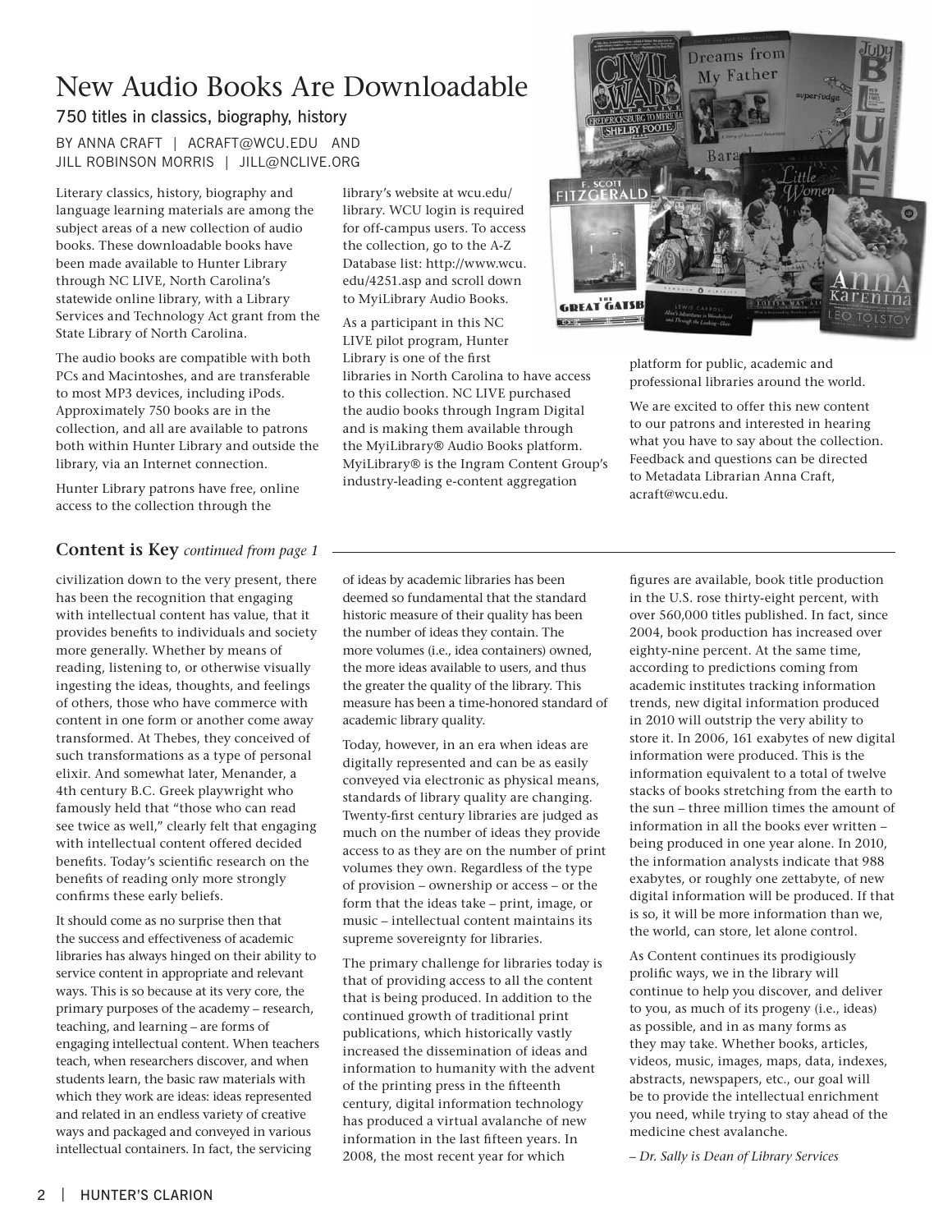# New Audio Books Are Downloadable

## 750 titles in classics, biography, history

BY ANNA CRAFT | ACRAFT@WCU.EDU AND JILL ROBINSON MORRIS | JILL@NCLIVE.ORG

Literary classics, history, biography and language learning materials are among the subject areas of a new collection of audio books. These downloadable books have been made available to Hunter Library through NC LIVE, North Carolina's statewide online library, with a Library Services and Technology Act grant from the State Library of North Carolina.

The audio books are compatible with both PCs and Macintoshes, and are transferable to most MP3 devices, including iPods. Approximately 750 books are in the collection, and all are available to patrons both within Hunter Library and outside the library, via an Internet connection.

Hunter Library patrons have free, online access to the collection through the library's website at wcu.edu/library. WCU login is required for off-campus users. To access the collection, go to the A-Z Database list: http://www.wcu.edu/4251.asp and scroll down to MyiLibrary Audio Books.

As a participant in this NC LIVE pilot program, Hunter Library is one of the first libraries in North Carolina to have access to this collection. NC LIVE purchased the audio books through Ingram Digital and is making them available through the MyiLibrary® Audio Books platform. MyiLibrary® is the Ingram Content Group's industry-leading e-content aggregation platform for public, academic and professional libraries around the world.

We are excited to offer this new content to our patrons and interested in hearing what you have to say about the collection. Feedback and questions can be directed to Metadata Librarian Anna Craft, acraft@wcu.edu.

## Content is Key *continued from page 1*

civilization down to the very present, there has been the recognition that engaging with intellectual content has value, that it provides benefits to individuals and society more generally. Whether by means of reading, listening to, or otherwise visually ingesting the ideas, thoughts, and feelings of others, those who have commerce with content in one form or another come away transformed. At Thebes, they conceived of such transformations as a type of personal elixir. And somewhat later, Menander, a 4th century B.C. Greek playwright who famously held that "those who can read see twice as well," clearly felt that engaging with intellectual content offered decided benefits. Today's scientific research on the benefits of reading only more strongly confirms these early beliefs.

It should come as no surprise then that the success and effectiveness of academic libraries has always hinged on their ability to service content in appropriate and relevant ways. This is so because at its very core, the primary purposes of the academy – research, teaching, and learning – are forms of engaging intellectual content. When teachers teach, when researchers discover, and when students learn, the basic raw materials with which they work are ideas: ideas represented and related in an endless variety of creative ways and packaged and conveyed in various intellectual containers. In fact, the servicing of ideas by academic libraries has been deemed so fundamental that the standard historic measure of their quality has been the number of ideas they contain. The more volumes (i.e., idea containers) owned, the more ideas available to users, and thus the greater the quality of the library. This measure has been a time-honored standard of academic library quality.

Today, however, in an era when ideas are digitally represented and can be as easily conveyed via electronic as physical means, standards of library quality are changing. Twenty-first century libraries are judged as much on the number of ideas they provide access to as they are on the number of print volumes they own. Regardless of the type of provision – ownership or access – or the form that the ideas take – print, image, or music – intellectual content maintains its supreme sovereignty for libraries.

The primary challenge for libraries today is that of providing access to all the content that is being produced. In addition to the continued growth of traditional print publications, which historically vastly increased the dissemination of ideas and information to humanity with the advent of the printing press in the fifteenth century, digital information technology has produced a virtual avalanche of new information in the last fifteen years. In 2008, the most recent year for which figures are available, book title production in the U.S. rose thirty-eight percent, with over 560,000 titles published. In fact, since 2004, book production has increased over eighty-nine percent. At the same time, according to predictions coming from academic institutes tracking information trends, new digital information produced in 2010 will outstrip the very ability to store it. In 2006, 161 exabytes of new digital information were produced. This is the information equivalent to a total of twelve stacks of books stretching from the earth to the sun – three million times the amount of information in all the books ever written – being produced in one year alone. In 2010, the information analysts indicate that 988 exabytes, or roughly one zettabyte, of new digital information will be produced. If that is so, it will be more information than we, the world, can store, let alone control.

As Content continues its prodigiously prolific ways, we in the library will continue to help you discover, and deliver to you, as much of its progeny (i.e., ideas) as possible, and in as many forms as they may take. Whether books, articles, videos, music, images, maps, data, indexes, abstracts, newspapers, etc., our goal will be to provide the intellectual enrichment you need, while trying to stay ahead of the medicine chest avalanche.

*– Dr. Sally is Dean of Library Services*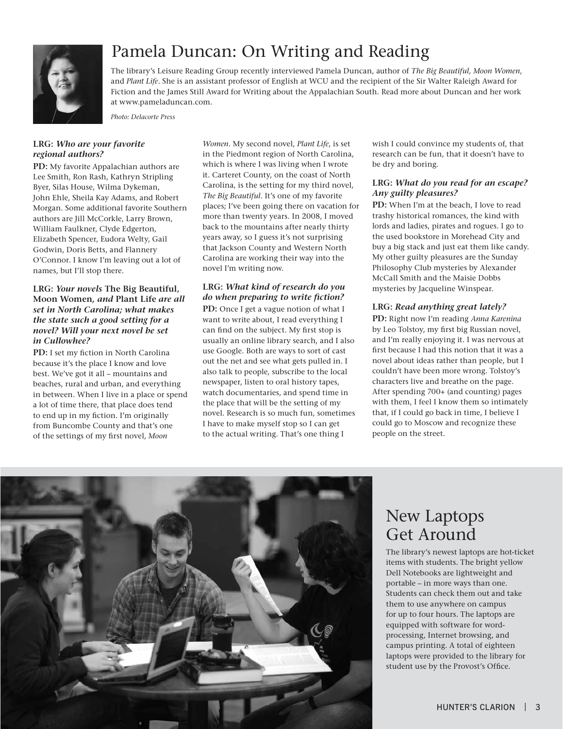# Pamela Duncan: On Writing and Reading

The library's Leisure Reading Group recently interviewed Pamela Duncan, author of *The Big Beautiful, Moon Women*, and *Plant Life*. She is an assistant professor of English at WCU and the recipient of the Sir Walter Raleigh Award for Fiction and the James Still Award for Writing about the Appalachian South. Read more about Duncan and her work at www.pameladuncan.com.

*Photo: Delacorte Press*

**LRG:** ***Who are your favorite regional authors?***

**PD:** My favorite Appalachian authors are Lee Smith, Ron Rash, Kathryn Stripling Byer, Silas House, Wilma Dykeman, John Ehle, Sheila Kay Adams, and Robert Morgan. Some additional favorite Southern authors are Jill McCorkle, Larry Brown, William Faulkner, Clyde Edgerton, Elizabeth Spencer, Eudora Welty, Gail Godwin, Doris Betts, and Flannery O'Connor. I know I'm leaving out a lot of names, but I'll stop there.

**LRG:** ***Your novels* The Big Beautiful, Moon Women*, and* Plant Life *are all set in North Carolina; what makes the state such a good setting for a novel? Will your next novel be set in Cullowhee?***

**PD:** I set my fiction in North Carolina because it's the place I know and love best. We've got it all – mountains and beaches, rural and urban, and everything in between. When I live in a place or spend a lot of time there, that place does tend to end up in my fiction. I'm originally from Buncombe County and that's one of the settings of my first novel, *Moon Women*. My second novel, *Plant Life*, is set in the Piedmont region of North Carolina, which is where I was living when I wrote it. Carteret County, on the coast of North Carolina, is the setting for my third novel, *The Big Beautiful*. It's one of my favorite places; I've been going there on vacation for more than twenty years. In 2008, I moved back to the mountains after nearly thirty years away, so I guess it's not surprising that Jackson County and Western North Carolina are working their way into the novel I'm writing now.

**LRG:** ***What kind of research do you do when preparing to write fiction?***

**PD:** Once I get a vague notion of what I want to write about, I read everything I can find on the subject. My first stop is usually an online library search, and I also use Google. Both are ways to sort of cast out the net and see what gets pulled in. I also talk to people, subscribe to the local newspaper, listen to oral history tapes, watch documentaries, and spend time in the place that will be the setting of my novel. Research is so much fun, sometimes I have to make myself stop so I can get to the actual writing. That's one thing I wish I could convince my students of, that research can be fun, that it doesn't have to be dry and boring.

**LRG:** ***What do you read for an escape? Any guilty pleasures?***

**PD:** When I'm at the beach, I love to read trashy historical romances, the kind with lords and ladies, pirates and rogues. I go to the used bookstore in Morehead City and buy a big stack and just eat them like candy. My other guilty pleasures are the Sunday Philosophy Club mysteries by Alexander McCall Smith and the Maisie Dobbs mysteries by Jacqueline Winspear.

**LRG:** ***Read anything great lately?***

**PD:** Right now I'm reading *Anna Karenina* by Leo Tolstoy, my first big Russian novel, and I'm really enjoying it. I was nervous at first because I had this notion that it was a novel about ideas rather than people, but I couldn't have been more wrong. Tolstoy's characters live and breathe on the page. After spending 700+ (and counting) pages with them, I feel I know them so intimately that, if I could go back in time, I believe I could go to Moscow and recognize these people on the street.

## New Laptops Get Around

The library's newest laptops are hot-ticket items with students. The bright yellow Dell Notebooks are lightweight and portable – in more ways than one. Students can check them out and take them to use anywhere on campus for up to four hours. The laptops are equipped with software for word-processing, Internet browsing, and campus printing. A total of eighteen laptops were provided to the library for student use by the Provost's Office.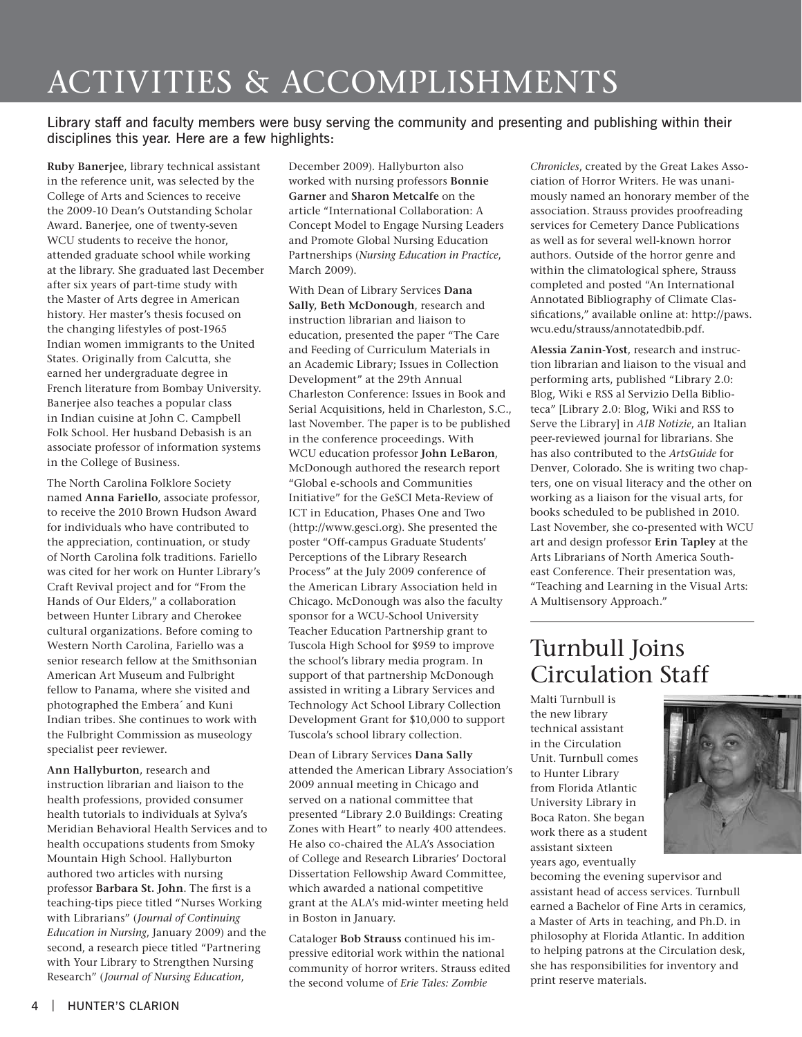# ACTIVITIES & ACCOMPLISHMENTS

Library staff and faculty members were busy serving the community and presenting and publishing within their disciplines this year. Here are a few highlights:

**Ruby Banerjee**, library technical assistant in the reference unit, was selected by the College of Arts and Sciences to receive the 2009-10 Dean's Outstanding Scholar Award. Banerjee, one of twenty-seven WCU students to receive the honor, attended graduate school while working at the library. She graduated last December after six years of part-time study with the Master of Arts degree in American history. Her master's thesis focused on the changing lifestyles of post-1965 Indian women immigrants to the United States. Originally from Calcutta, she earned her undergraduate degree in French literature from Bombay University. Banerjee also teaches a popular class in Indian cuisine at John C. Campbell Folk School. Her husband Debasish is an associate professor of information systems in the College of Business.

The North Carolina Folklore Society named **Anna Fariello**, associate professor, to receive the 2010 Brown Hudson Award for individuals who have contributed to the appreciation, continuation, or study of North Carolina folk traditions. Fariello was cited for her work on Hunter Library's Craft Revival project and for "From the Hands of Our Elders," a collaboration between Hunter Library and Cherokee cultural organizations. Before coming to Western North Carolina, Fariello was a senior research fellow at the Smithsonian American Art Museum and Fulbright fellow to Panama, where she visited and photographed the Emberá and Kuni Indian tribes. She continues to work with the Fulbright Commission as museology specialist peer reviewer.

**Ann Hallyburton**, research and instruction librarian and liaison to the health professions, provided consumer health tutorials to individuals at Sylva's Meridian Behavioral Health Services and to health occupations students from Smoky Mountain High School. Hallyburton authored two articles with nursing professor **Barbara St. John**. The first is a teaching-tips piece titled "Nurses Working with Librarians" (*Journal of Continuing Education in Nursing*, January 2009) and the second, a research piece titled "Partnering with Your Library to Strengthen Nursing Research" (*Journal of Nursing Education*, December 2009). Hallyburton also worked with nursing professors **Bonnie Garner** and **Sharon Metcalfe** on the article "International Collaboration: A Concept Model to Engage Nursing Leaders and Promote Global Nursing Education Partnerships (*Nursing Education in Practice*, March 2009).

With Dean of Library Services **Dana Sally**, **Beth McDonough**, research and instruction librarian and liaison to education, presented the paper "The Care and Feeding of Curriculum Materials in an Academic Library; Issues in Collection Development" at the 29th Annual Charleston Conference: Issues in Book and Serial Acquisitions, held in Charleston, S.C., last November. The paper is to be published in the conference proceedings. With WCU education professor **John LeBaron**, McDonough authored the research report "Global e-schools and Communities Initiative" for the GeSCI Meta-Review of ICT in Education, Phases One and Two (http://www.gesci.org). She presented the poster "Off-campus Graduate Students' Perceptions of the Library Research Process" at the July 2009 conference of the American Library Association held in Chicago. McDonough was also the faculty sponsor for a WCU-School University Teacher Education Partnership grant to Tuscola High School for $959 to improve the school's library media program. In support of that partnership McDonough assisted in writing a Library Services and Technology Act School Library Collection Development Grant for $10,000 to support Tuscola's school library collection.

Dean of Library Services **Dana Sally** attended the American Library Association's 2009 annual meeting in Chicago and served on a national committee that presented "Library 2.0 Buildings: Creating Zones with Heart" to nearly 400 attendees. He also co-chaired the ALA's Association of College and Research Libraries' Doctoral Dissertation Fellowship Award Committee, which awarded a national competitive grant at the ALA's mid-winter meeting held in Boston in January.

Cataloger **Bob Strauss** continued his impressive editorial work within the national community of horror writers. Strauss edited the second volume of *Erie Tales: Zombie Chronicles*, created by the Great Lakes Association of Horror Writers. He was unanimously named an honorary member of the association. Strauss provides proofreading services for Cemetery Dance Publications as well as for several well-known horror authors. Outside of the horror genre and within the climatological sphere, Strauss completed and posted "An International Annotated Bibliography of Climate Classifications," available online at: http://paws.wcu.edu/strauss/annotatedbib.pdf.

**Alessia Zanin-Yost**, research and instruction librarian and liaison to the visual and performing arts, published "Library 2.0: Blog, Wiki e RSS al Servizio Della Biblioteca" [Library 2.0: Blog, Wiki and RSS to Serve the Library] in *AIB Notizie*, an Italian peer-reviewed journal for librarians. She has also contributed to the *ArtsGuide* for Denver, Colorado. She is writing two chapters, one on visual literacy and the other on working as a liaison for the visual arts, for books scheduled to be published in 2010. Last November, she co-presented with WCU art and design professor **Erin Tapley** at the Arts Librarians of North America Southeast Conference. Their presentation was, "Teaching and Learning in the Visual Arts: A Multisensory Approach."

## Turnbull Joins Circulation Staff

Malti Turnbull is the new library technical assistant in the Circulation Unit. Turnbull comes to Hunter Library from Florida Atlantic University Library in Boca Raton. She began work there as a student assistant sixteen years ago, eventually becoming the evening supervisor and assistant head of access services. Turnbull earned a Bachelor of Fine Arts in ceramics, a Master of Arts in teaching, and Ph.D. in philosophy at Florida Atlantic. In addition to helping patrons at the Circulation desk, she has responsibilities for inventory and print reserve materials.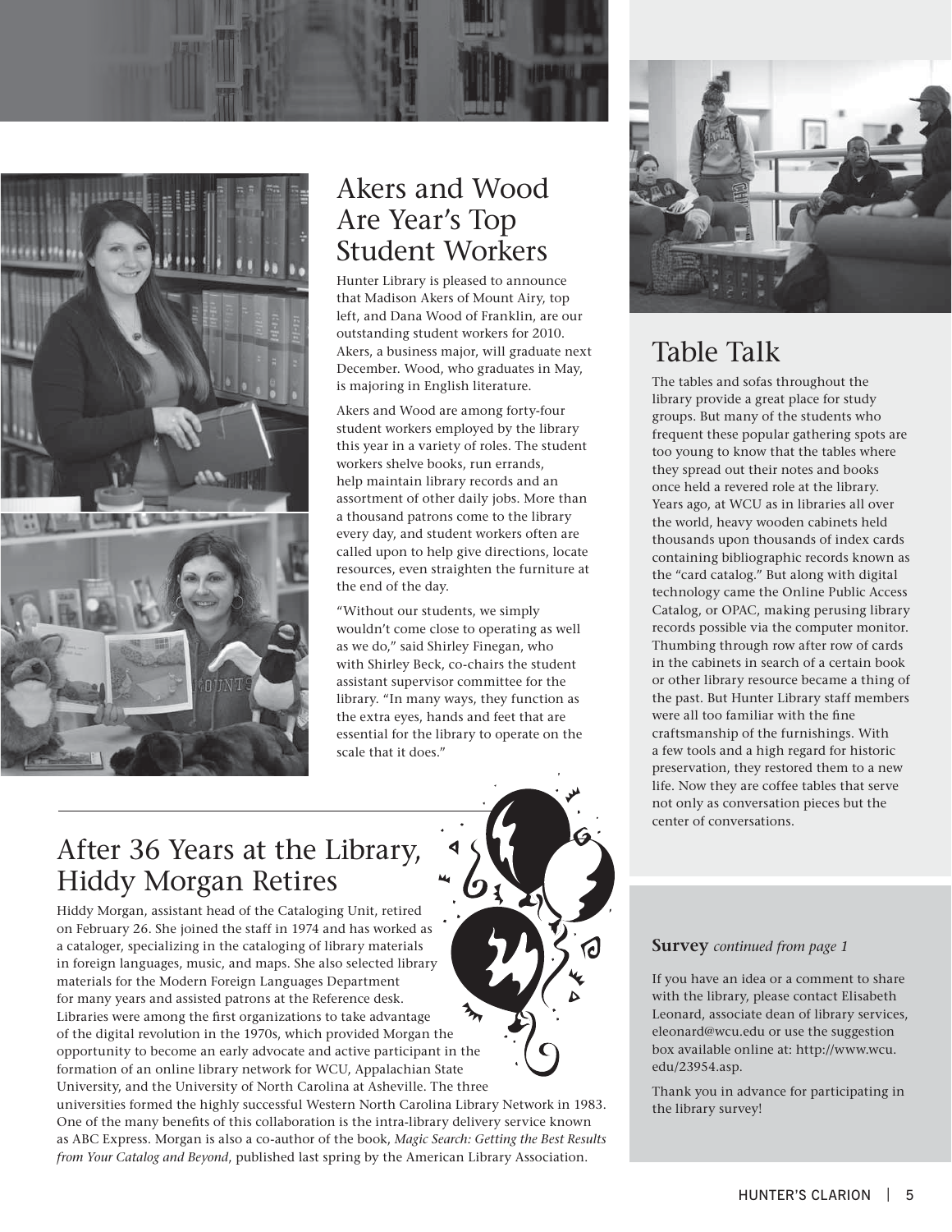## Akers and Wood Are Year's Top Student Workers

Hunter Library is pleased to announce that Madison Akers of Mount Airy, top left, and Dana Wood of Franklin, are our outstanding student workers for 2010. Akers, a business major, will graduate next December. Wood, who graduates in May, is majoring in English literature.

Akers and Wood are among forty-four student workers employed by the library this year in a variety of roles. The student workers shelve books, run errands, help maintain library records and an assortment of other daily jobs. More than a thousand patrons come to the library every day, and student workers often are called upon to help give directions, locate resources, even straighten the furniture at the end of the day.

"Without our students, we simply wouldn't come close to operating as well as we do," said Shirley Finegan, who with Shirley Beck, co-chairs the student assistant supervisor committee for the library. "In many ways, they function as the extra eyes, hands and feet that are essential for the library to operate on the scale that it does."

## After 36 Years at the Library, Hiddy Morgan Retires

Hiddy Morgan, assistant head of the Cataloging Unit, retired on February 26. She joined the staff in 1974 and has worked as a cataloger, specializing in the cataloging of library materials in foreign languages, music, and maps. She also selected library materials for the Modern Foreign Languages Department for many years and assisted patrons at the Reference desk. Libraries were among the first organizations to take advantage of the digital revolution in the 1970s, which provided Morgan the opportunity to become an early advocate and active participant in the formation of an online library network for WCU, Appalachian State University, and the University of North Carolina at Asheville. The three universities formed the highly successful Western North Carolina Library Network in 1983. One of the many benefits of this collaboration is the intra-library delivery service known as ABC Express. Morgan is also a co-author of the book, *Magic Search: Getting the Best Results from Your Catalog and Beyond*, published last spring by the American Library Association.

## Table Talk

The tables and sofas throughout the library provide a great place for study groups. But many of the students who frequent these popular gathering spots are too young to know that the tables where they spread out their notes and books once held a revered role at the library. Years ago, at WCU as in libraries all over the world, heavy wooden cabinets held thousands upon thousands of index cards containing bibliographic records known as the "card catalog." But along with digital technology came the Online Public Access Catalog, or OPAC, making perusing library records possible via the computer monitor. Thumbing through row after row of cards in the cabinets in search of a certain book or other library resource became a thing of the past. But Hunter Library staff members were all too familiar with the fine craftsmanship of the furnishings. With a few tools and a high regard for historic preservation, they restored them to a new life. Now they are coffee tables that serve not only as conversation pieces but the center of conversations.

**Survey** *continued from page 1*

If you have an idea or a comment to share with the library, please contact Elisabeth Leonard, associate dean of library services, eleonard@wcu.edu or use the suggestion box available online at: http://www.wcu.edu/23954.asp.

Thank you in advance for participating in the library survey!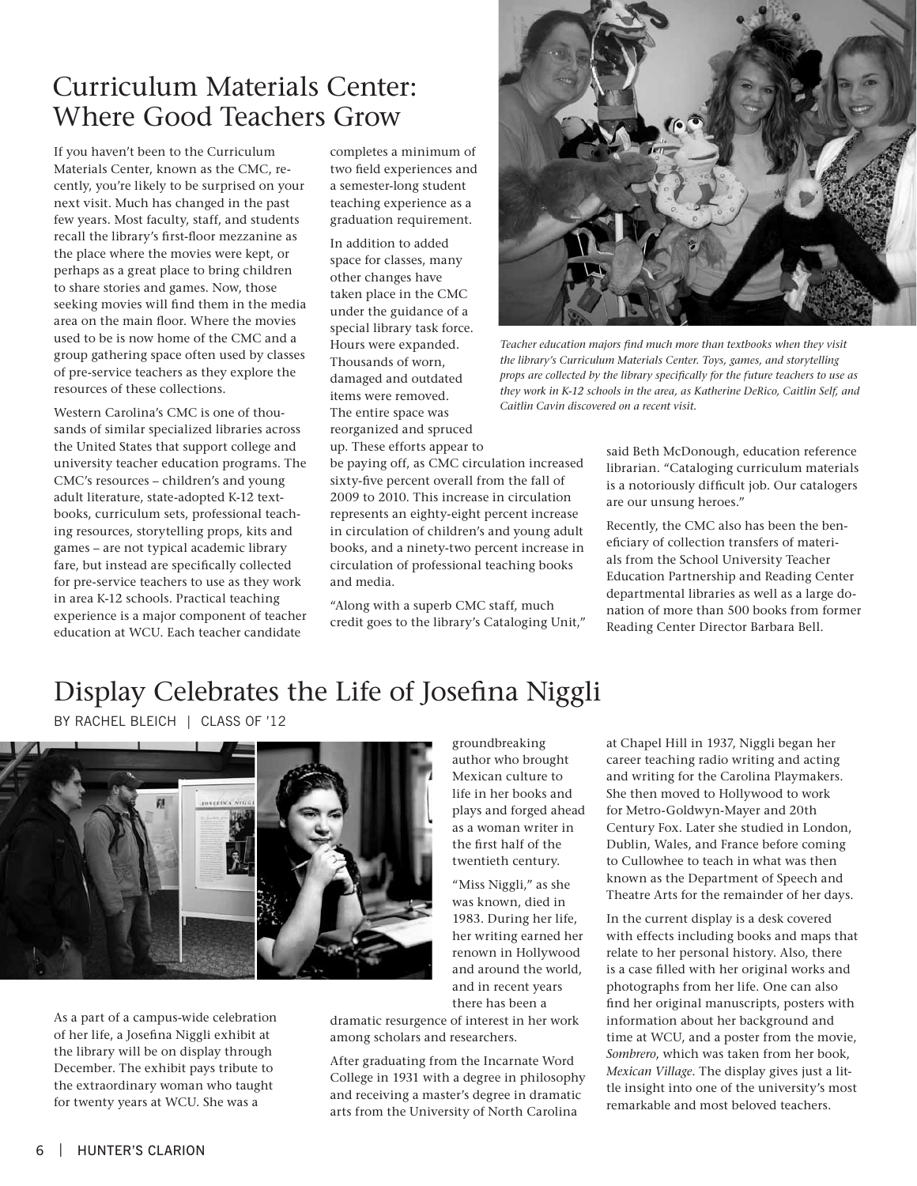# Curriculum Materials Center: Where Good Teachers Grow

If you haven't been to the Curriculum Materials Center, known as the CMC, recently, you're likely to be surprised on your next visit. Much has changed in the past few years. Most faculty, staff, and students recall the library's first-floor mezzanine as the place where the movies were kept, or perhaps as a great place to bring children to share stories and games. Now, those seeking movies will find them in the media area on the main floor. Where the movies used to be is now home of the CMC and a group gathering space often used by classes of pre-service teachers as they explore the resources of these collections.

Western Carolina's CMC is one of thousands of similar specialized libraries across the United States that support college and university teacher education programs. The CMC's resources – children's and young adult literature, state-adopted K-12 textbooks, curriculum sets, professional teaching resources, storytelling props, kits and games – are not typical academic library fare, but instead are specifically collected for pre-service teachers to use as they work in area K-12 schools. Practical teaching experience is a major component of teacher education at WCU. Each teacher candidate completes a minimum of two field experiences and a semester-long student teaching experience as a graduation requirement.

In addition to added space for classes, many other changes have taken place in the CMC under the guidance of a special library task force. Hours were expanded. Thousands of worn, damaged and outdated items were removed. The entire space was reorganized and spruced up. These efforts appear to be paying off, as CMC circulation increased sixty-five percent overall from the fall of 2009 to 2010. This increase in circulation represents an eighty-eight percent increase in circulation of children's and young adult books, and a ninety-two percent increase in circulation of professional teaching books and media.

*Teacher education majors find much more than textbooks when they visit the library's Curriculum Materials Center. Toys, games, and storytelling props are collected by the library specifically for the future teachers to use as they work in K-12 schools in the area, as Katherine DeRico, Caitlin Self, and Caitlin Cavin discovered on a recent visit.*

"Along with a superb CMC staff, much credit goes to the library's Cataloging Unit," said Beth McDonough, education reference librarian. "Cataloging curriculum materials is a notoriously difficult job. Our catalogers are our unsung heroes."

Recently, the CMC also has been the beneficiary of collection transfers of materials from the School University Teacher Education Partnership and Reading Center departmental libraries as well as a large donation of more than 500 books from former Reading Center Director Barbara Bell.

# Display Celebrates the Life of Josefina Niggli

BY RACHEL BLEICH | CLASS OF '12

As a part of a campus-wide celebration of her life, a Josefina Niggli exhibit at the library will be on display through December. The exhibit pays tribute to the extraordinary woman who taught for twenty years at WCU. She was a groundbreaking author who brought Mexican culture to life in her books and plays and forged ahead as a woman writer in the first half of the twentieth century.

"Miss Niggli," as she was known, died in 1983. During her life, her writing earned her renown in Hollywood and around the world, and in recent years there has been a dramatic resurgence of interest in her work among scholars and researchers.

After graduating from the Incarnate Word College in 1931 with a degree in philosophy and receiving a master's degree in dramatic arts from the University of North Carolina at Chapel Hill in 1937, Niggli began her career teaching radio writing and acting and writing for the Carolina Playmakers. She then moved to Hollywood to work for Metro-Goldwyn-Mayer and 20th Century Fox. Later she studied in London, Dublin, Wales, and France before coming to Cullowhee to teach in what was then known as the Department of Speech and Theatre Arts for the remainder of her days.

In the current display is a desk covered with effects including books and maps that relate to her personal history. Also, there is a case filled with her original works and photographs from her life. One can also find her original manuscripts, posters with information about her background and time at WCU, and a poster from the movie, *Sombrero*, which was taken from her book, *Mexican Village*. The display gives just a little insight into one of the university's most remarkable and most beloved teachers.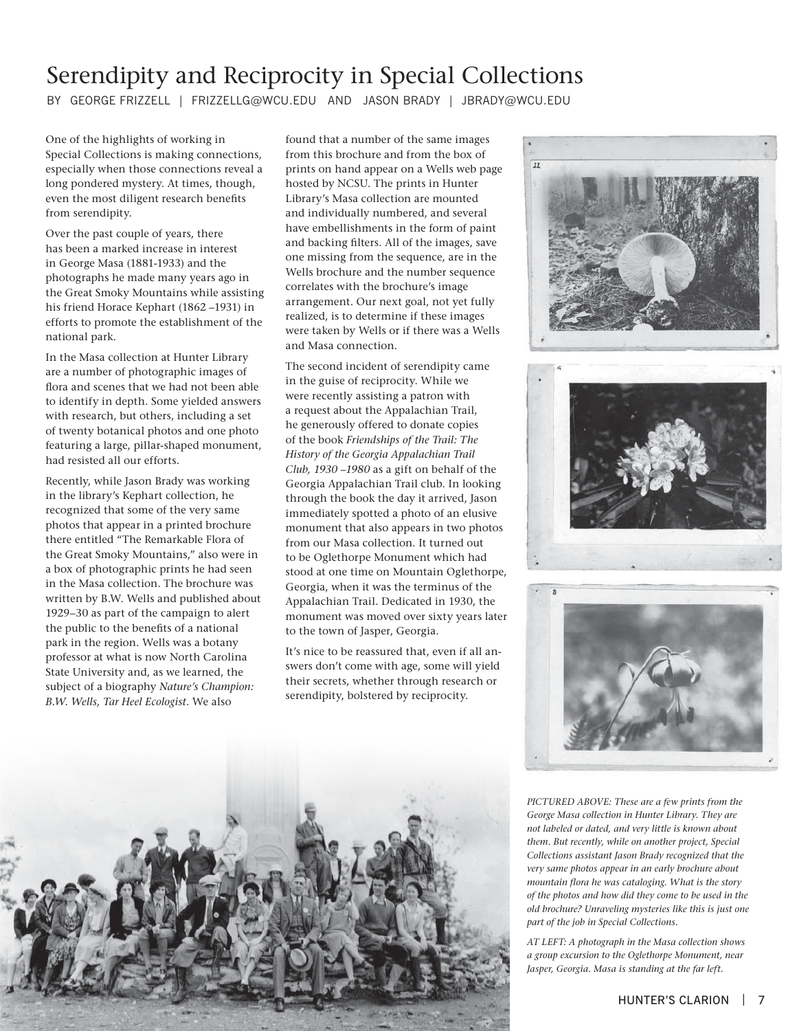# Serendipity and Reciprocity in Special Collections

BY GEORGE FRIZZELL | FRIZZELLG@WCU.EDU AND JASON BRADY | JBRADY@WCU.EDU

One of the highlights of working in Special Collections is making connections, especially when those connections reveal a long pondered mystery. At times, though, even the most diligent research benefits from serendipity.

Over the past couple of years, there has been a marked increase in interest in George Masa (1881-1933) and the photographs he made many years ago in the Great Smoky Mountains while assisting his friend Horace Kephart (1862 –1931) in efforts to promote the establishment of the national park.

In the Masa collection at Hunter Library are a number of photographic images of flora and scenes that we had not been able to identify in depth. Some yielded answers with research, but others, including a set of twenty botanical photos and one photo featuring a large, pillar-shaped monument, had resisted all our efforts.

Recently, while Jason Brady was working in the library's Kephart collection, he recognized that some of the very same photos that appear in a printed brochure there entitled "The Remarkable Flora of the Great Smoky Mountains," also were in a box of photographic prints he had seen in the Masa collection. The brochure was written by B.W. Wells and published about 1929–30 as part of the campaign to alert the public to the benefits of a national park in the region. Wells was a botany professor at what is now North Carolina State University and, as we learned, the subject of a biography *Nature's Champion: B.W. Wells, Tar Heel Ecologist*. We also found that a number of the same images from this brochure and from the box of prints on hand appear on a Wells web page hosted by NCSU. The prints in Hunter Library's Masa collection are mounted and individually numbered, and several have embellishments in the form of paint and backing filters. All of the images, save one missing from the sequence, are in the Wells brochure and the number sequence correlates with the brochure's image arrangement. Our next goal, not yet fully realized, is to determine if these images were taken by Wells or if there was a Wells and Masa connection.

The second incident of serendipity came in the guise of reciprocity. While we were recently assisting a patron with a request about the Appalachian Trail, he generously offered to donate copies of the book *Friendships of the Trail: The History of the Georgia Appalachian Trail Club, 1930 –1980* as a gift on behalf of the Georgia Appalachian Trail club. In looking through the book the day it arrived, Jason immediately spotted a photo of an elusive monument that also appears in two photos from our Masa collection. It turned out to be Oglethorpe Monument which had stood at one time on Mountain Oglethorpe, Georgia, when it was the terminus of the Appalachian Trail. Dedicated in 1930, the monument was moved over sixty years later to the town of Jasper, Georgia.

It's nice to be reassured that, even if all answers don't come with age, some will yield their secrets, whether through research or serendipity, bolstered by reciprocity.

*PICTURED ABOVE: These are a few prints from the George Masa collection in Hunter Library. They are not labeled or dated, and very little is known about them. But recently, while on another project, Special Collections assistant Jason Brady recognized that the very same photos appear in an early brochure about mountain flora he was cataloging. What is the story of the photos and how did they come to be used in the old brochure? Unraveling mysteries like this is just one part of the job in Special Collections.*

*AT LEFT: A photograph in the Masa collection shows a group excursion to the Oglethorpe Monument, near Jasper, Georgia. Masa is standing at the far left.*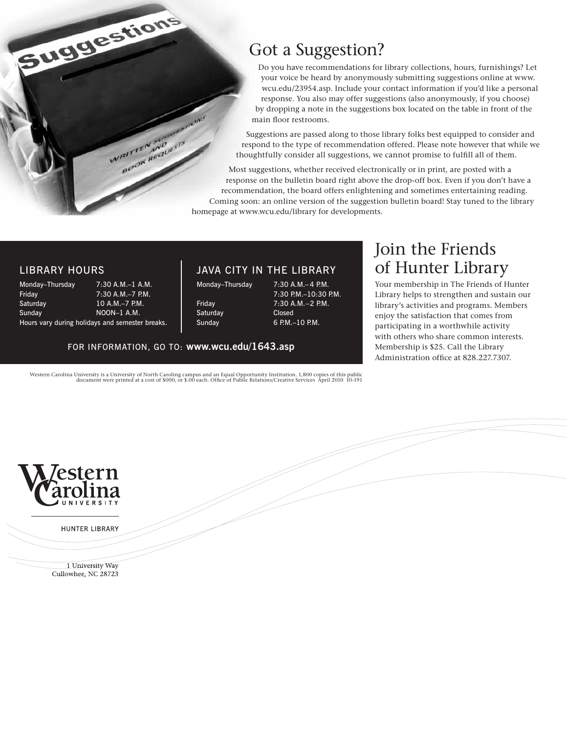# Got a Suggestion?

Do you have recommendations for library collections, hours, furnishings? Let your voice be heard by anonymously submitting suggestions online at www.wcu.edu/23954.asp. Include your contact information if you'd like a personal response. You also may offer suggestions (also anonymously, if you choose) by dropping a note in the suggestions box located on the table in front of the main floor restrooms.

Suggestions are passed along to those library folks best equipped to consider and respond to the type of recommendation offered. Please note however that while we thoughtfully consider all suggestions, we cannot promise to fulfill all of them.

Most suggestions, whether received electronically or in print, are posted with a response on the bulletin board right above the drop-off box. Even if you don't have a recommendation, the board offers enlightening and sometimes entertaining reading. Coming soon: an online version of the suggestion bulletin board! Stay tuned to the library homepage at www.wcu.edu/library for developments.

## LIBRARY HOURS

| | |
|---|---|
| Monday–Thursday | 7:30 A.M.–1 A.M. |
| Friday | 7:30 A.M.–7 P.M. |
| Saturday | 10 A.M.–7 P.M. |
| Sunday | NOON–1 A.M. |

Hours vary during holidays and semester breaks.

## JAVA CITY IN THE LIBRARY

| | |
|---|---|
| Monday–Thursday | 7:30 A.M.–4 P.M.<br>7:30 P.M.–10:30 P.M. |
| Friday | 7:30 A.M.–2 P.M. |
| Saturday | Closed |
| Sunday | 6 P.M.–10 P.M. |

FOR INFORMATION, GO TO: **www.wcu.edu/1643.asp**

# Join the Friends of Hunter Library

Your membership in The Friends of Hunter Library helps to strengthen and sustain our library's activities and programs. Members enjoy the satisfaction that comes from participating in a worthwhile activity with others who share common interests. Membership is $25. Call the Library Administration office at 828.227.7307.

Western Carolina University is a University of North Caroling campus and an Equal Opportunity Institution. 1,800 copies of this public document were printed at a cost of $000, or $.00 each. Office of Public Relations/Creative Services April 2010 10-191

Western Carolina University

HUNTER LIBRARY

1 University Way
Cullowhee, NC 28723